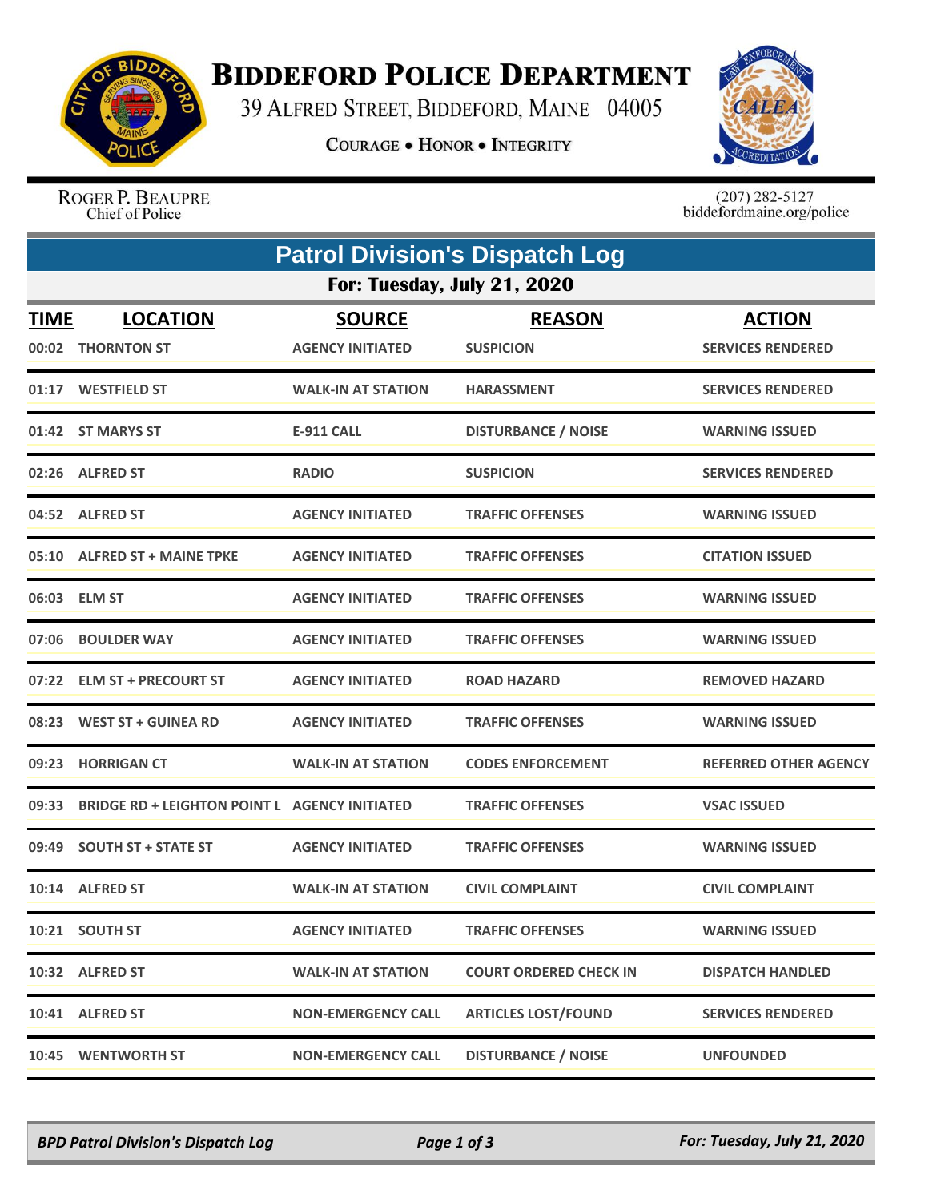# Biddeford Police Department

39 Alfred Street, Biddeford, Maine 04005

Courage • Honor • Integrity

Roger P. Beaupre
Chief of Police

(207) 282-5127
biddefordmaine.org/police

## Patrol Division's Dispatch Log

### For: Tuesday, July 21, 2020

| TIME | LOCATION | SOURCE | REASON | ACTION |
|---|---|---|---|---|
| 00:02 | THORNTON ST | AGENCY INITIATED | SUSPICION | SERVICES RENDERED |
| 01:17 | WESTFIELD ST | WALK-IN AT STATION | HARASSMENT | SERVICES RENDERED |
| 01:42 | ST MARYS ST | E-911 CALL | DISTURBANCE / NOISE | WARNING ISSUED |
| 02:26 | ALFRED ST | RADIO | SUSPICION | SERVICES RENDERED |
| 04:52 | ALFRED ST | AGENCY INITIATED | TRAFFIC OFFENSES | WARNING ISSUED |
| 05:10 | ALFRED ST + MAINE TPKE | AGENCY INITIATED | TRAFFIC OFFENSES | CITATION ISSUED |
| 06:03 | ELM ST | AGENCY INITIATED | TRAFFIC OFFENSES | WARNING ISSUED |
| 07:06 | BOULDER WAY | AGENCY INITIATED | TRAFFIC OFFENSES | WARNING ISSUED |
| 07:22 | ELM ST + PRECOURT ST | AGENCY INITIATED | ROAD HAZARD | REMOVED HAZARD |
| 08:23 | WEST ST + GUINEA RD | AGENCY INITIATED | TRAFFIC OFFENSES | WARNING ISSUED |
| 09:23 | HORRIGAN CT | WALK-IN AT STATION | CODES ENFORCEMENT | REFERRED OTHER AGENCY |
| 09:33 | BRIDGE RD + LEIGHTON POINT L | AGENCY INITIATED | TRAFFIC OFFENSES | VSAC ISSUED |
| 09:49 | SOUTH ST + STATE ST | AGENCY INITIATED | TRAFFIC OFFENSES | WARNING ISSUED |
| 10:14 | ALFRED ST | WALK-IN AT STATION | CIVIL COMPLAINT | CIVIL COMPLAINT |
| 10:21 | SOUTH ST | AGENCY INITIATED | TRAFFIC OFFENSES | WARNING ISSUED |
| 10:32 | ALFRED ST | WALK-IN AT STATION | COURT ORDERED CHECK IN | DISPATCH HANDLED |
| 10:41 | ALFRED ST | NON-EMERGENCY CALL | ARTICLES LOST/FOUND | SERVICES RENDERED |
| 10:45 | WENTWORTH ST | NON-EMERGENCY CALL | DISTURBANCE / NOISE | UNFOUNDED |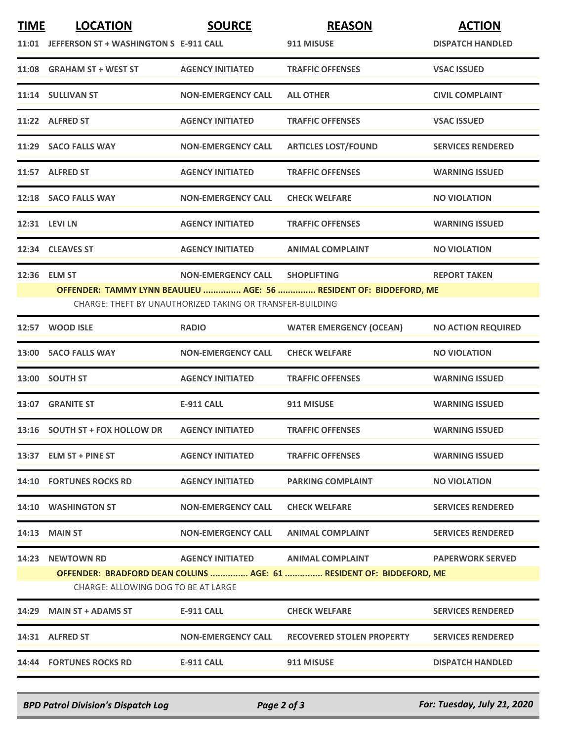| TIME | LOCATION | SOURCE | REASON | ACTION |
|---|---|---|---|---|
| 11:01 | JEFFERSON ST + WASHINGTON S | E-911 CALL | 911 MISUSE | DISPATCH HANDLED |
| 11:08 | GRAHAM ST + WEST ST | AGENCY INITIATED | TRAFFIC OFFENSES | VSAC ISSUED |
| 11:14 | SULLIVAN ST | NON-EMERGENCY CALL | ALL OTHER | CIVIL COMPLAINT |
| 11:22 | ALFRED ST | AGENCY INITIATED | TRAFFIC OFFENSES | VSAC ISSUED |
| 11:29 | SACO FALLS WAY | NON-EMERGENCY CALL | ARTICLES LOST/FOUND | SERVICES RENDERED |
| 11:57 | ALFRED ST | AGENCY INITIATED | TRAFFIC OFFENSES | WARNING ISSUED |
| 12:18 | SACO FALLS WAY | NON-EMERGENCY CALL | CHECK WELFARE | NO VIOLATION |
| 12:31 | LEVI LN | AGENCY INITIATED | TRAFFIC OFFENSES | WARNING ISSUED |
| 12:34 | CLEAVES ST | AGENCY INITIATED | ANIMAL COMPLAINT | NO VIOLATION |
| 12:36 | ELM ST | NON-EMERGENCY CALL | SHOPLIFTING | REPORT TAKEN |
| | **OFFENDER: TAMMY LYNN BEAULIEU ............... AGE: 56 ............... RESIDENT OF: BIDDEFORD, ME** | | | |
| | CHARGE: THEFT BY UNAUTHORIZED TAKING OR TRANSFER-BUILDING | | | |
| 12:57 | WOOD ISLE | RADIO | WATER EMERGENCY (OCEAN) | NO ACTION REQUIRED |
| 13:00 | SACO FALLS WAY | NON-EMERGENCY CALL | CHECK WELFARE | NO VIOLATION |
| 13:00 | SOUTH ST | AGENCY INITIATED | TRAFFIC OFFENSES | WARNING ISSUED |
| 13:07 | GRANITE ST | E-911 CALL | 911 MISUSE | WARNING ISSUED |
| 13:16 | SOUTH ST + FOX HOLLOW DR | AGENCY INITIATED | TRAFFIC OFFENSES | WARNING ISSUED |
| 13:37 | ELM ST + PINE ST | AGENCY INITIATED | TRAFFIC OFFENSES | WARNING ISSUED |
| 14:10 | FORTUNES ROCKS RD | AGENCY INITIATED | PARKING COMPLAINT | NO VIOLATION |
| 14:10 | WASHINGTON ST | NON-EMERGENCY CALL | CHECK WELFARE | SERVICES RENDERED |
| 14:13 | MAIN ST | NON-EMERGENCY CALL | ANIMAL COMPLAINT | SERVICES RENDERED |
| 14:23 | NEWTOWN RD | AGENCY INITIATED | ANIMAL COMPLAINT | PAPERWORK SERVED |
| | **OFFENDER: BRADFORD DEAN COLLINS ............... AGE: 61 ............... RESIDENT OF: BIDDEFORD, ME** | | | |
| | CHARGE: ALLOWING DOG TO BE AT LARGE | | | |
| 14:29 | MAIN ST + ADAMS ST | E-911 CALL | CHECK WELFARE | SERVICES RENDERED |
| 14:31 | ALFRED ST | NON-EMERGENCY CALL | RECOVERED STOLEN PROPERTY | SERVICES RENDERED |
| 14:44 | FORTUNES ROCKS RD | E-911 CALL | 911 MISUSE | DISPATCH HANDLED |

*BPD Patrol Division's Dispatch Log* — *For: Tuesday, July 21, 2020*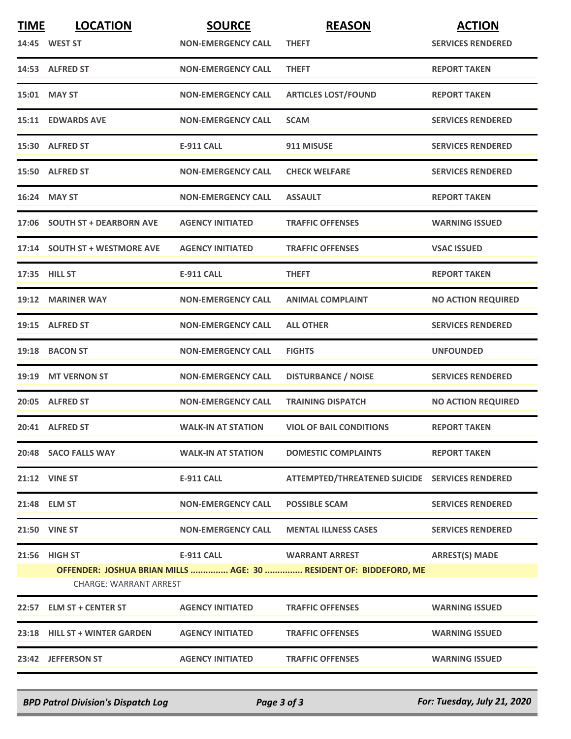| TIME | LOCATION | SOURCE | REASON | ACTION |
|---|---|---|---|---|
| 14:45 | WEST ST | NON-EMERGENCY CALL | THEFT | SERVICES RENDERED |
| 14:53 | ALFRED ST | NON-EMERGENCY CALL | THEFT | REPORT TAKEN |
| 15:01 | MAY ST | NON-EMERGENCY CALL | ARTICLES LOST/FOUND | REPORT TAKEN |
| 15:11 | EDWARDS AVE | NON-EMERGENCY CALL | SCAM | SERVICES RENDERED |
| 15:30 | ALFRED ST | E-911 CALL | 911 MISUSE | SERVICES RENDERED |
| 15:50 | ALFRED ST | NON-EMERGENCY CALL | CHECK WELFARE | SERVICES RENDERED |
| 16:24 | MAY ST | NON-EMERGENCY CALL | ASSAULT | REPORT TAKEN |
| 17:06 | SOUTH ST + DEARBORN AVE | AGENCY INITIATED | TRAFFIC OFFENSES | WARNING ISSUED |
| 17:14 | SOUTH ST + WESTMORE AVE | AGENCY INITIATED | TRAFFIC OFFENSES | VSAC ISSUED |
| 17:35 | HILL ST | E-911 CALL | THEFT | REPORT TAKEN |
| 19:12 | MARINER WAY | NON-EMERGENCY CALL | ANIMAL COMPLAINT | NO ACTION REQUIRED |
| 19:15 | ALFRED ST | NON-EMERGENCY CALL | ALL OTHER | SERVICES RENDERED |
| 19:18 | BACON ST | NON-EMERGENCY CALL | FIGHTS | UNFOUNDED |
| 19:19 | MT VERNON ST | NON-EMERGENCY CALL | DISTURBANCE / NOISE | SERVICES RENDERED |
| 20:05 | ALFRED ST | NON-EMERGENCY CALL | TRAINING DISPATCH | NO ACTION REQUIRED |
| 20:41 | ALFRED ST | WALK-IN AT STATION | VIOL OF BAIL CONDITIONS | REPORT TAKEN |
| 20:48 | SACO FALLS WAY | WALK-IN AT STATION | DOMESTIC COMPLAINTS | REPORT TAKEN |
| 21:12 | VINE ST | E-911 CALL | ATTEMPTED/THREATENED SUICIDE | SERVICES RENDERED |
| 21:48 | ELM ST | NON-EMERGENCY CALL | POSSIBLE SCAM | SERVICES RENDERED |
| 21:50 | VINE ST | NON-EMERGENCY CALL | MENTAL ILLNESS CASES | SERVICES RENDERED |
| 21:56 | HIGH ST | E-911 CALL | WARRANT ARREST | ARREST(S) MADE |
| | OFFENDER: JOSHUA BRIAN MILLS ............... AGE: 30 ............... RESIDENT OF: BIDDEFORD, ME | | | |
| | CHARGE: WARRANT ARREST | | | |
| 22:57 | ELM ST + CENTER ST | AGENCY INITIATED | TRAFFIC OFFENSES | WARNING ISSUED |
| 23:18 | HILL ST + WINTER GARDEN | AGENCY INITIATED | TRAFFIC OFFENSES | WARNING ISSUED |
| 23:42 | JEFFERSON ST | AGENCY INITIATED | TRAFFIC OFFENSES | WARNING ISSUED |